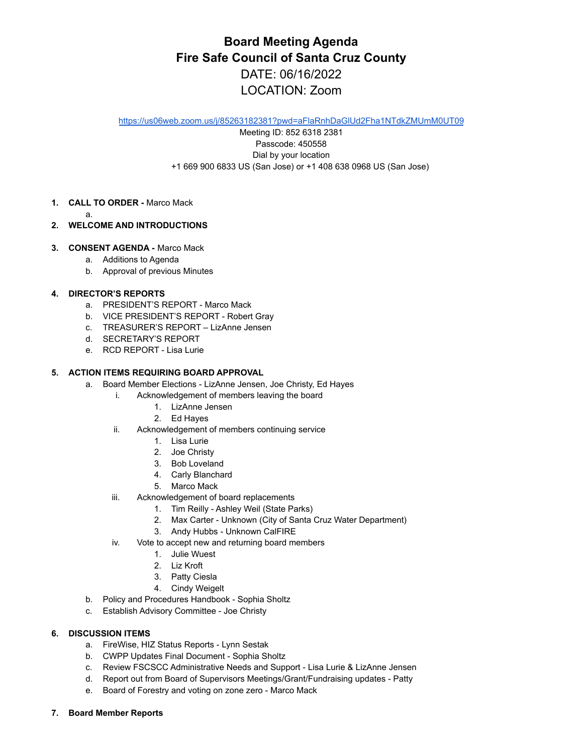# Board Meeting Agenda
# Fire Safe Council of Santa Cruz County

DATE: 06/16/2022

LOCATION: Zoom

https://us06web.zoom.us/j/85263182381?pwd=aFlaRnhDaGlUd2Fha1NTdkZMUmM0UT09

Meeting ID: 852 6318 2381

Passcode: 450558

Dial by your location

+1 669 900 6833 US (San Jose) or +1 408 638 0968 US (San Jose)

1. **CALL TO ORDER -** Marco Mack
   a.
2. **WELCOME AND INTRODUCTIONS**
3. **CONSENT AGENDA -** Marco Mack
   a. Additions to Agenda
   b. Approval of previous Minutes
4. **DIRECTOR'S REPORTS**
   a. PRESIDENT'S REPORT - Marco Mack
   b. VICE PRESIDENT'S REPORT - Robert Gray
   c. TREASURER'S REPORT – LizAnne Jensen
   d. SECRETARY'S REPORT
   e. RCD REPORT - Lisa Lurie
5. **ACTION ITEMS REQUIRING BOARD APPROVAL**
   a. Board Member Elections - LizAnne Jensen, Joe Christy, Ed Hayes
      i. Acknowledgement of members leaving the board
         1. LizAnne Jensen
         2. Ed Hayes
      ii. Acknowledgement of members continuing service
         1. Lisa Lurie
         2. Joe Christy
         3. Bob Loveland
         4. Carly Blanchard
         5. Marco Mack
      iii. Acknowledgement of board replacements
         1. Tim Reilly - Ashley Weil (State Parks)
         2. Max Carter - Unknown (City of Santa Cruz Water Department)
         3. Andy Hubbs - Unknown CalFIRE
      iv. Vote to accept new and returning board members
         1. Julie Wuest
         2. Liz Kroft
         3. Patty Ciesla
         4. Cindy Weigelt
   b. Policy and Procedures Handbook - Sophia Sholtz
   c. Establish Advisory Committee - Joe Christy
6. **DISCUSSION ITEMS**
   a. FireWise, HIZ Status Reports - Lynn Sestak
   b. CWPP Updates Final Document - Sophia Sholtz
   c. Review FSCSCC Administrative Needs and Support - Lisa Lurie & LizAnne Jensen
   d. Report out from Board of Supervisors Meetings/Grant/Fundraising updates - Patty
   e. Board of Forestry and voting on zone zero - Marco Mack
7. **Board Member Reports**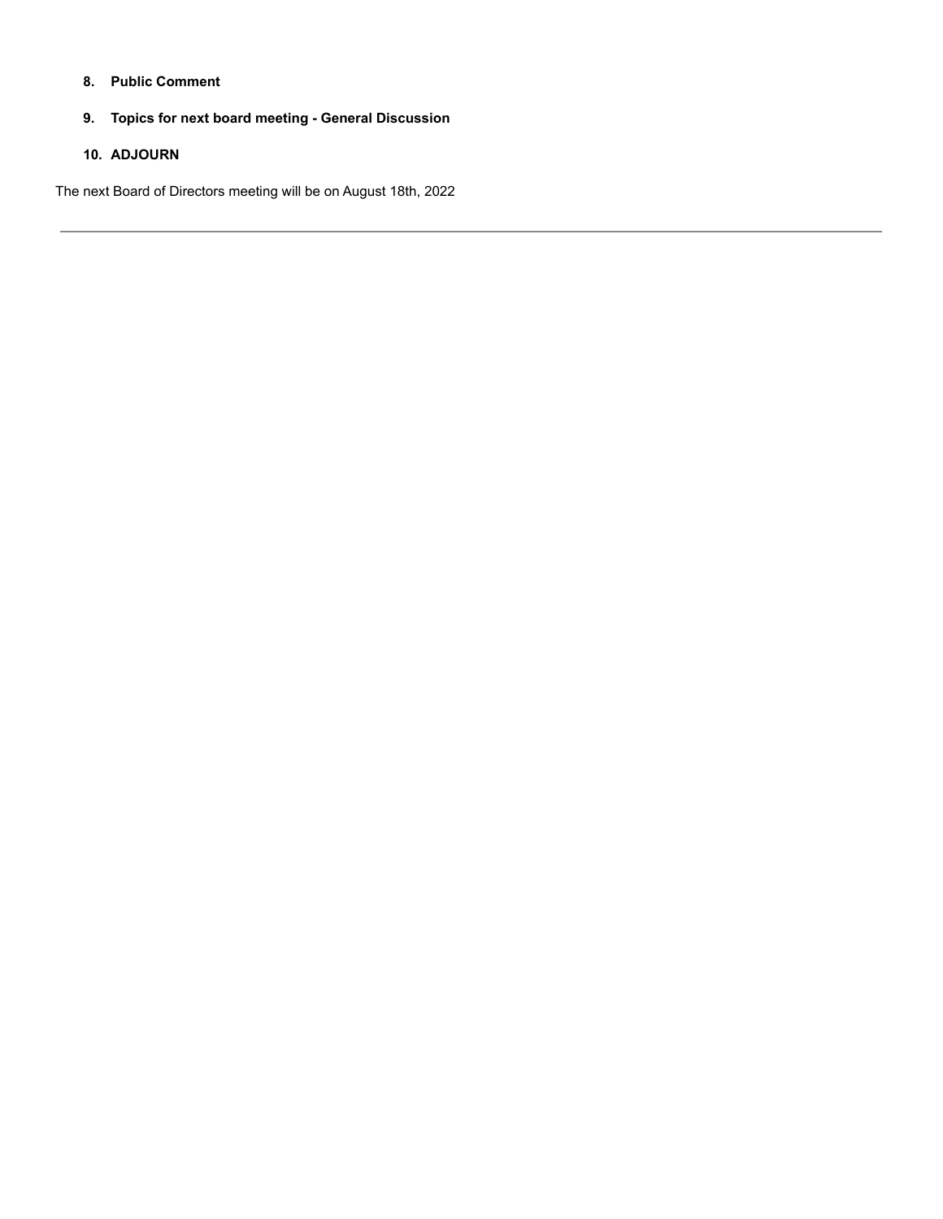8. **Public Comment**

9. **Topics for next board meeting - General Discussion**

10. **ADJOURN**

The next Board of Directors meeting will be on August 18th, 2022

---